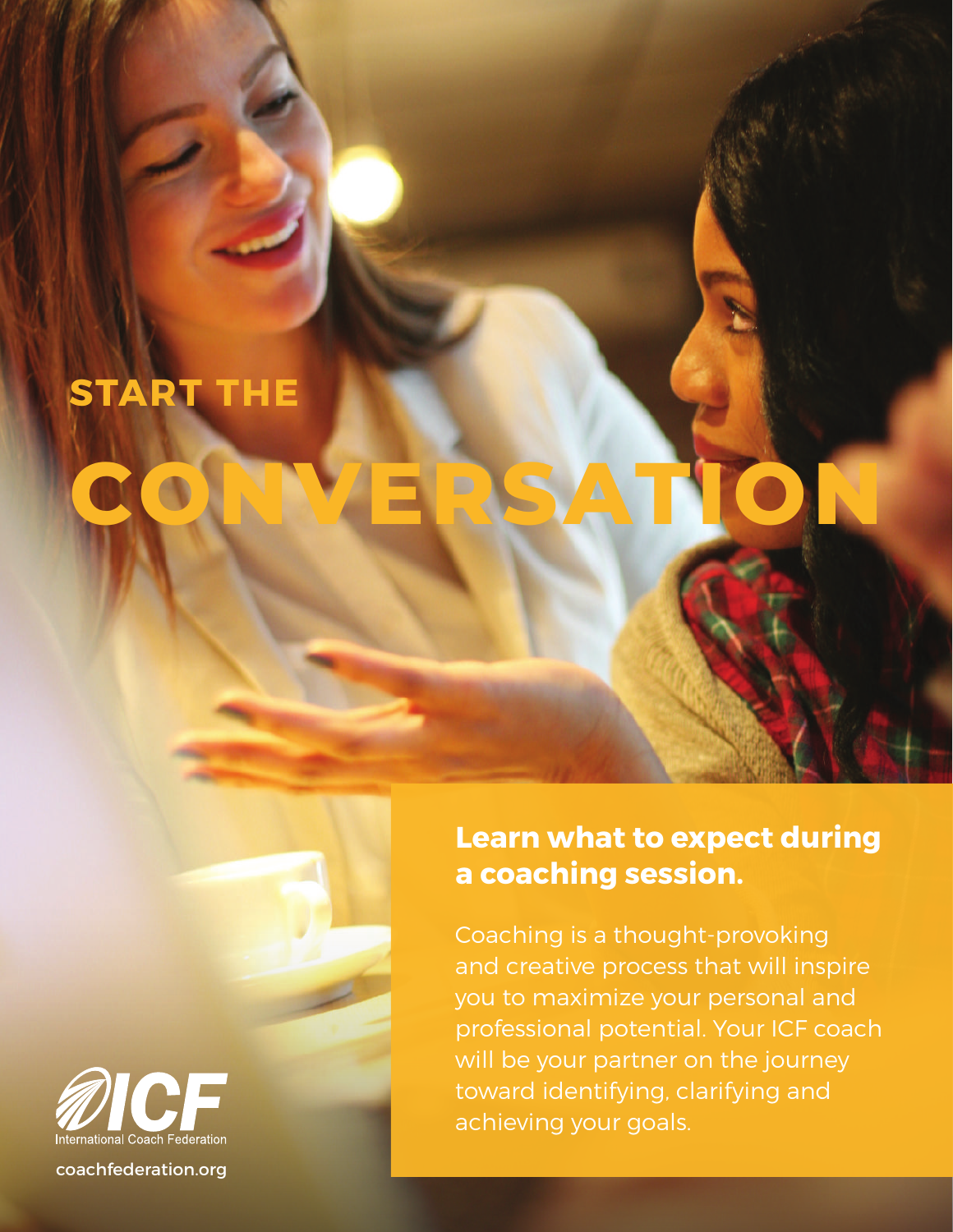# START THE CONVERSATION

## Learn what to expect during a coaching session.

Coaching is a thought-provoking and creative process that will inspire you to maximize your personal and professional potential. Your ICF coach will be your partner on the journey toward identifying, clarifying and achieving your goals.

ICF International Coach Federation

coachfederation.org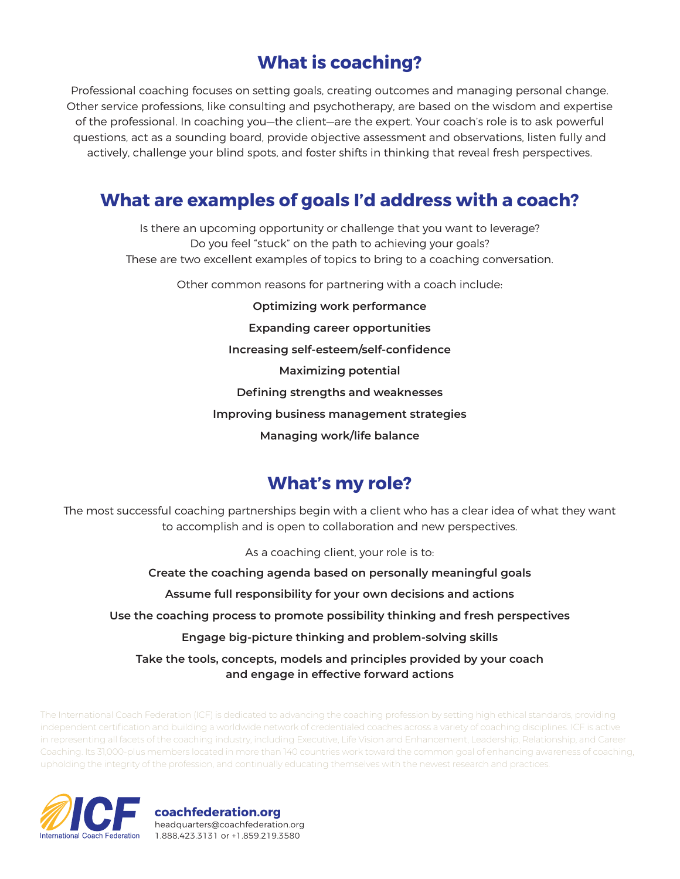## What is coaching?

Professional coaching focuses on setting goals, creating outcomes and managing personal change. Other service professions, like consulting and psychotherapy, are based on the wisdom and expertise of the professional. In coaching you—the client—are the expert. Your coach's role is to ask powerful questions, act as a sounding board, provide objective assessment and observations, listen fully and actively, challenge your blind spots, and foster shifts in thinking that reveal fresh perspectives.

## What are examples of goals I'd address with a coach?

Is there an upcoming opportunity or challenge that you want to leverage?
Do you feel "stuck" on the path to achieving your goals?
These are two excellent examples of topics to bring to a coaching conversation.

Other common reasons for partnering with a coach include:

**Optimizing work performance**

**Expanding career opportunities**

**Increasing self-esteem/self-confidence**

**Maximizing potential**

**Defining strengths and weaknesses**

**Improving business management strategies**

**Managing work/life balance**

## What's my role?

The most successful coaching partnerships begin with a client who has a clear idea of what they want to accomplish and is open to collaboration and new perspectives.

As a coaching client, your role is to:

**Create the coaching agenda based on personally meaningful goals**

**Assume full responsibility for your own decisions and actions**

**Use the coaching process to promote possibility thinking and fresh perspectives**

**Engage big-picture thinking and problem-solving skills**

**Take the tools, concepts, models and principles provided by your coach and engage in effective forward actions**

The International Coach Federation (ICF) is dedicated to advancing the coaching profession by setting high ethical standards, providing independent certification and building a worldwide network of credentialed coaches across a variety of coaching disciplines. ICF is active in representing all facets of the coaching industry, including Executive, Life Vision and Enhancement, Leadership, Relationship, and Career Coaching. Its 31,000-plus members located in more than 140 countries work toward the common goal of enhancing awareness of coaching, upholding the integrity of the profession, and continually educating themselves with the newest research and practices.

ICF International Coach Federation

**coachfederation.org**
headquarters@coachfederation.org
1.888.423.3131 or +1.859.219.3580